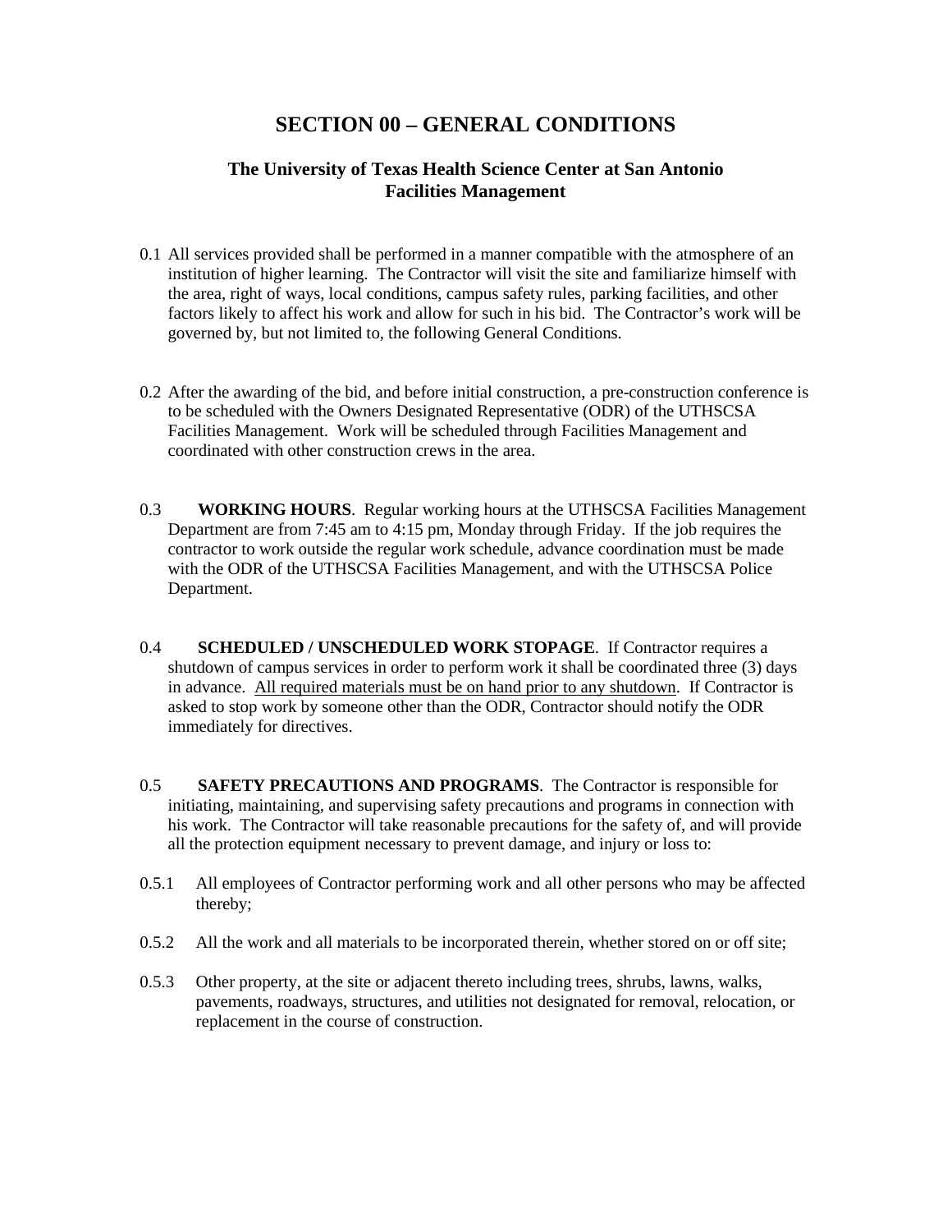# SECTION 00 – GENERAL CONDITIONS

### The University of Texas Health Science Center at San Antonio
### Facilities Management

0.1 All services provided shall be performed in a manner compatible with the atmosphere of an institution of higher learning. The Contractor will visit the site and familiarize himself with the area, right of ways, local conditions, campus safety rules, parking facilities, and other factors likely to affect his work and allow for such in his bid. The Contractor's work will be governed by, but not limited to, the following General Conditions.

0.2 After the awarding of the bid, and before initial construction, a pre-construction conference is to be scheduled with the Owners Designated Representative (ODR) of the UTHSCSA Facilities Management. Work will be scheduled through Facilities Management and coordinated with other construction crews in the area.

0.3 **WORKING HOURS**. Regular working hours at the UTHSCSA Facilities Management Department are from 7:45 am to 4:15 pm, Monday through Friday. If the job requires the contractor to work outside the regular work schedule, advance coordination must be made with the ODR of the UTHSCSA Facilities Management, and with the UTHSCSA Police Department.

0.4 **SCHEDULED / UNSCHEDULED WORK STOPAGE**. If Contractor requires a shutdown of campus services in order to perform work it shall be coordinated three (3) days in advance. <u>All required materials must be on hand prior to any shutdown</u>. If Contractor is asked to stop work by someone other than the ODR, Contractor should notify the ODR immediately for directives.

0.5 **SAFETY PRECAUTIONS AND PROGRAMS**. The Contractor is responsible for initiating, maintaining, and supervising safety precautions and programs in connection with his work. The Contractor will take reasonable precautions for the safety of, and will provide all the protection equipment necessary to prevent damage, and injury or loss to:

0.5.1 All employees of Contractor performing work and all other persons who may be affected thereby;

0.5.2 All the work and all materials to be incorporated therein, whether stored on or off site;

0.5.3 Other property, at the site or adjacent thereto including trees, shrubs, lawns, walks, pavements, roadways, structures, and utilities not designated for removal, relocation, or replacement in the course of construction.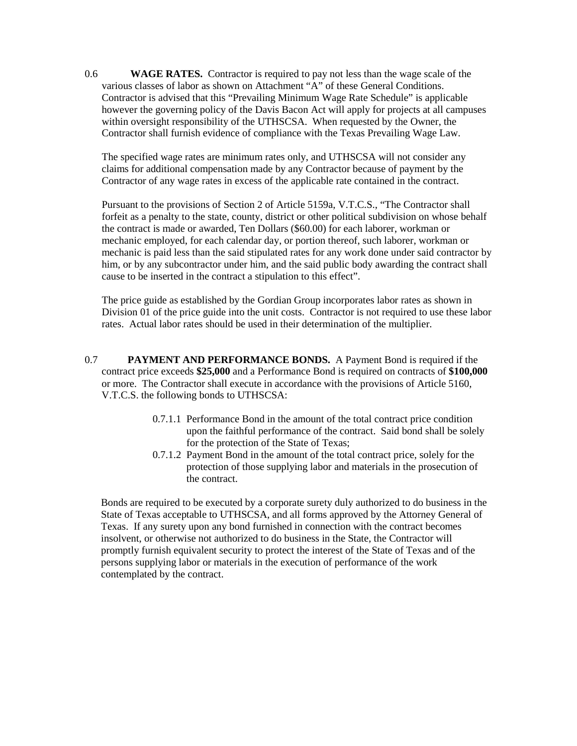0.6 **WAGE RATES.** Contractor is required to pay not less than the wage scale of the various classes of labor as shown on Attachment "A" of these General Conditions. Contractor is advised that this "Prevailing Minimum Wage Rate Schedule" is applicable however the governing policy of the Davis Bacon Act will apply for projects at all campuses within oversight responsibility of the UTHSCSA. When requested by the Owner, the Contractor shall furnish evidence of compliance with the Texas Prevailing Wage Law.

The specified wage rates are minimum rates only, and UTHSCSA will not consider any claims for additional compensation made by any Contractor because of payment by the Contractor of any wage rates in excess of the applicable rate contained in the contract.

Pursuant to the provisions of Section 2 of Article 5159a, V.T.C.S., "The Contractor shall forfeit as a penalty to the state, county, district or other political subdivision on whose behalf the contract is made or awarded, Ten Dollars ($60.00) for each laborer, workman or mechanic employed, for each calendar day, or portion thereof, such laborer, workman or mechanic is paid less than the said stipulated rates for any work done under said contractor by him, or by any subcontractor under him, and the said public body awarding the contract shall cause to be inserted in the contract a stipulation to this effect".

The price guide as established by the Gordian Group incorporates labor rates as shown in Division 01 of the price guide into the unit costs. Contractor is not required to use these labor rates. Actual labor rates should be used in their determination of the multiplier.

0.7 **PAYMENT AND PERFORMANCE BONDS.** A Payment Bond is required if the contract price exceeds **$25,000** and a Performance Bond is required on contracts of **$100,000** or more. The Contractor shall execute in accordance with the provisions of Article 5160, V.T.C.S. the following bonds to UTHSCSA:

- 0.7.1.1 Performance Bond in the amount of the total contract price condition upon the faithful performance of the contract. Said bond shall be solely for the protection of the State of Texas;
- 0.7.1.2 Payment Bond in the amount of the total contract price, solely for the protection of those supplying labor and materials in the prosecution of the contract.

Bonds are required to be executed by a corporate surety duly authorized to do business in the State of Texas acceptable to UTHSCSA, and all forms approved by the Attorney General of Texas. If any surety upon any bond furnished in connection with the contract becomes insolvent, or otherwise not authorized to do business in the State, the Contractor will promptly furnish equivalent security to protect the interest of the State of Texas and of the persons supplying labor or materials in the execution of performance of the work contemplated by the contract.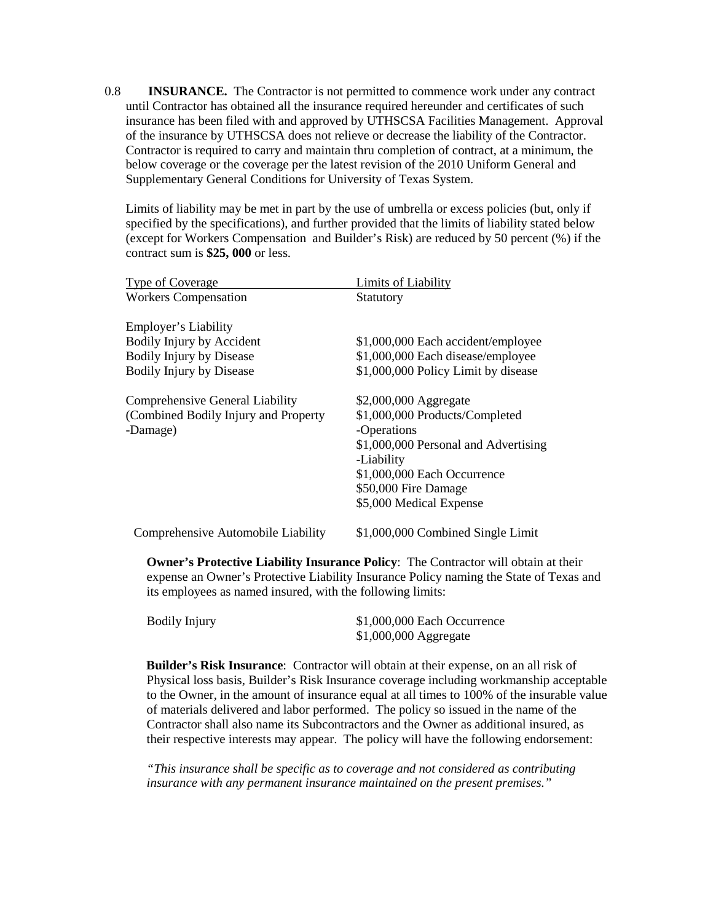0.8 **INSURANCE.** The Contractor is not permitted to commence work under any contract until Contractor has obtained all the insurance required hereunder and certificates of such insurance has been filed with and approved by UTHSCSA Facilities Management. Approval of the insurance by UTHSCSA does not relieve or decrease the liability of the Contractor. Contractor is required to carry and maintain thru completion of contract, at a minimum, the below coverage or the coverage per the latest revision of the 2010 Uniform General and Supplementary General Conditions for University of Texas System.

Limits of liability may be met in part by the use of umbrella or excess policies (but, only if specified by the specifications), and further provided that the limits of liability stated below (except for Workers Compensation and Builder's Risk) are reduced by 50 percent (%) if the contract sum is **$25, 000** or less.

| Type of Coverage | Limits of Liability |
| --- | --- |
| Workers Compensation | Statutory |
| Employer's Liability | |
| Bodily Injury by Accident | $1,000,000 Each accident/employee |
| Bodily Injury by Disease | $1,000,000 Each disease/employee |
| Bodily Injury by Disease | $1,000,000 Policy Limit by disease |
| Comprehensive General Liability (Combined Bodily Injury and Property -Damage) | $2,000,000 Aggregate<br>$1,000,000 Products/Completed -Operations<br>$1,000,000 Personal and Advertising -Liability<br>$1,000,000 Each Occurrence<br>$50,000 Fire Damage<br>$5,000 Medical Expense |
| Comprehensive Automobile Liability | $1,000,000 Combined Single Limit |

**Owner's Protective Liability Insurance Policy**: The Contractor will obtain at their expense an Owner's Protective Liability Insurance Policy naming the State of Texas and its employees as named insured, with the following limits:

| | |
| --- | --- |
| Bodily Injury | $1,000,000 Each Occurrence<br>$1,000,000 Aggregate |

**Builder's Risk Insurance**: Contractor will obtain at their expense, on an all risk of Physical loss basis, Builder's Risk Insurance coverage including workmanship acceptable to the Owner, in the amount of insurance equal at all times to 100% of the insurable value of materials delivered and labor performed. The policy so issued in the name of the Contractor shall also name its Subcontractors and the Owner as additional insured, as their respective interests may appear. The policy will have the following endorsement:

*"This insurance shall be specific as to coverage and not considered as contributing insurance with any permanent insurance maintained on the present premises."*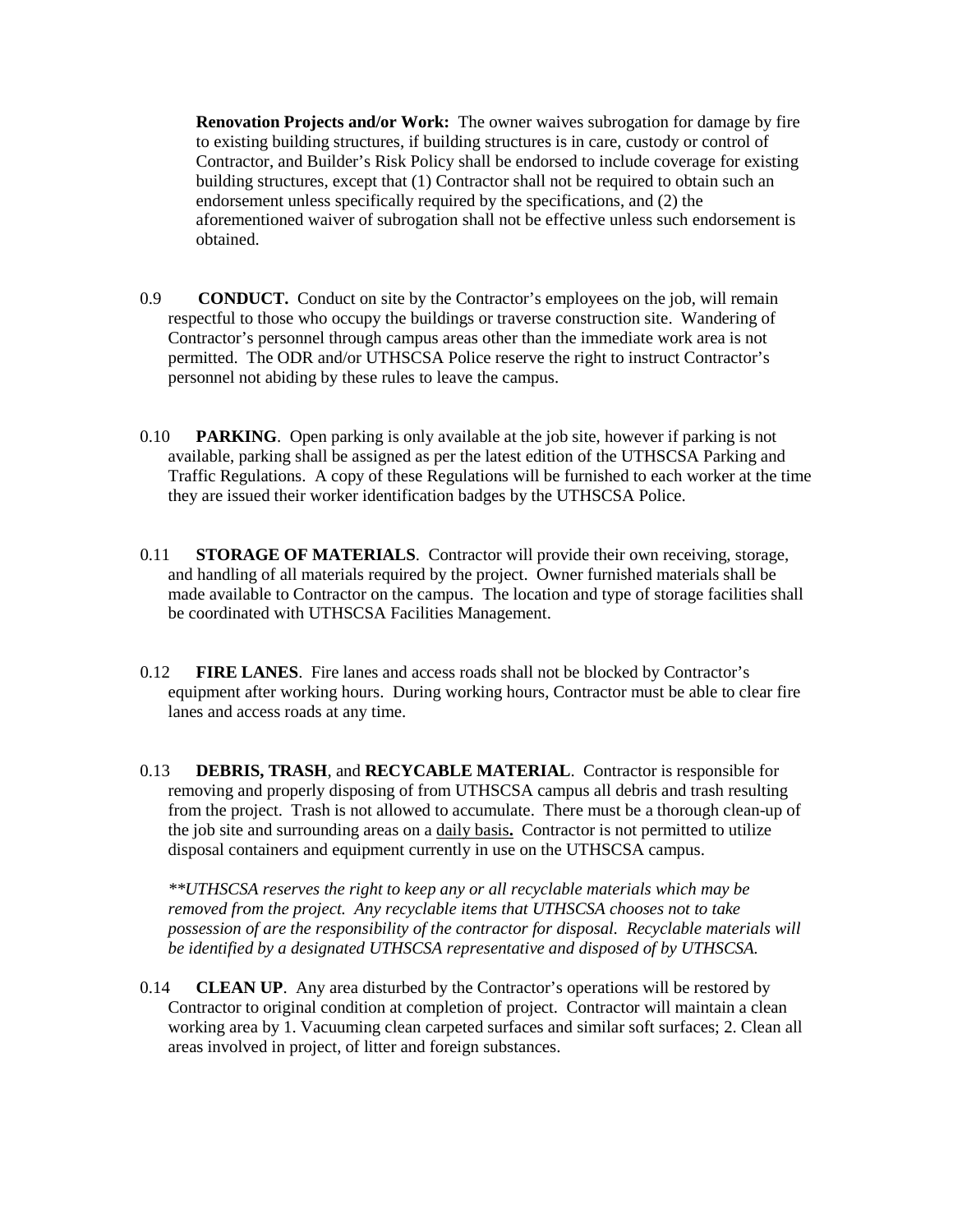**Renovation Projects and/or Work:** The owner waives subrogation for damage by fire to existing building structures, if building structures is in care, custody or control of Contractor, and Builder's Risk Policy shall be endorsed to include coverage for existing building structures, except that (1) Contractor shall not be required to obtain such an endorsement unless specifically required by the specifications, and (2) the aforementioned waiver of subrogation shall not be effective unless such endorsement is obtained.

0.9 **CONDUCT.** Conduct on site by the Contractor's employees on the job, will remain respectful to those who occupy the buildings or traverse construction site. Wandering of Contractor's personnel through campus areas other than the immediate work area is not permitted. The ODR and/or UTHSCSA Police reserve the right to instruct Contractor's personnel not abiding by these rules to leave the campus.

0.10 **PARKING**. Open parking is only available at the job site, however if parking is not available, parking shall be assigned as per the latest edition of the UTHSCSA Parking and Traffic Regulations. A copy of these Regulations will be furnished to each worker at the time they are issued their worker identification badges by the UTHSCSA Police.

0.11 **STORAGE OF MATERIALS**. Contractor will provide their own receiving, storage, and handling of all materials required by the project. Owner furnished materials shall be made available to Contractor on the campus. The location and type of storage facilities shall be coordinated with UTHSCSA Facilities Management.

0.12 **FIRE LANES**. Fire lanes and access roads shall not be blocked by Contractor's equipment after working hours. During working hours, Contractor must be able to clear fire lanes and access roads at any time.

0.13 **DEBRIS, TRASH**, and **RECYCABLE MATERIAL**. Contractor is responsible for removing and properly disposing of from UTHSCSA campus all debris and trash resulting from the project. Trash is not allowed to accumulate. There must be a thorough clean-up of the job site and surrounding areas on a <u>daily basis</u>**.** Contractor is not permitted to utilize disposal containers and equipment currently in use on the UTHSCSA campus.

*\*\*UTHSCSA reserves the right to keep any or all recyclable materials which may be removed from the project. Any recyclable items that UTHSCSA chooses not to take possession of are the responsibility of the contractor for disposal. Recyclable materials will be identified by a designated UTHSCSA representative and disposed of by UTHSCSA.*

0.14 **CLEAN UP**. Any area disturbed by the Contractor's operations will be restored by Contractor to original condition at completion of project. Contractor will maintain a clean working area by 1. Vacuuming clean carpeted surfaces and similar soft surfaces; 2. Clean all areas involved in project, of litter and foreign substances.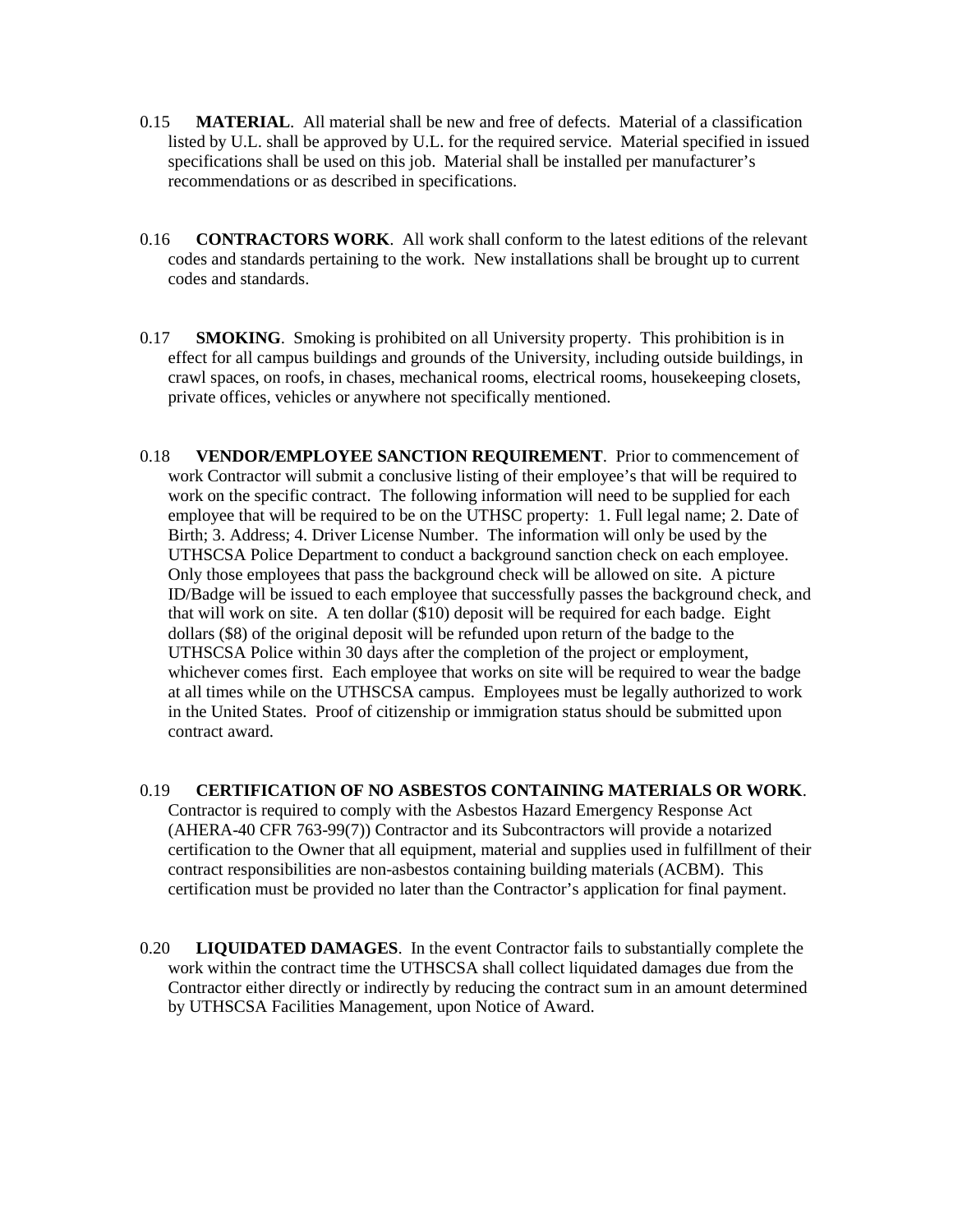0.15 **MATERIAL**. All material shall be new and free of defects. Material of a classification listed by U.L. shall be approved by U.L. for the required service. Material specified in issued specifications shall be used on this job. Material shall be installed per manufacturer's recommendations or as described in specifications.

0.16 **CONTRACTORS WORK**. All work shall conform to the latest editions of the relevant codes and standards pertaining to the work. New installations shall be brought up to current codes and standards.

0.17 **SMOKING**. Smoking is prohibited on all University property. This prohibition is in effect for all campus buildings and grounds of the University, including outside buildings, in crawl spaces, on roofs, in chases, mechanical rooms, electrical rooms, housekeeping closets, private offices, vehicles or anywhere not specifically mentioned.

0.18 **VENDOR/EMPLOYEE SANCTION REQUIREMENT**. Prior to commencement of work Contractor will submit a conclusive listing of their employee's that will be required to work on the specific contract. The following information will need to be supplied for each employee that will be required to be on the UTHSC property: 1. Full legal name; 2. Date of Birth; 3. Address; 4. Driver License Number. The information will only be used by the UTHSCSA Police Department to conduct a background sanction check on each employee. Only those employees that pass the background check will be allowed on site. A picture ID/Badge will be issued to each employee that successfully passes the background check, and that will work on site. A ten dollar ($10) deposit will be required for each badge. Eight dollars ($8) of the original deposit will be refunded upon return of the badge to the UTHSCSA Police within 30 days after the completion of the project or employment, whichever comes first. Each employee that works on site will be required to wear the badge at all times while on the UTHSCSA campus. Employees must be legally authorized to work in the United States. Proof of citizenship or immigration status should be submitted upon contract award.

0.19 **CERTIFICATION OF NO ASBESTOS CONTAINING MATERIALS OR WORK**. Contractor is required to comply with the Asbestos Hazard Emergency Response Act (AHERA-40 CFR 763-99(7)) Contractor and its Subcontractors will provide a notarized certification to the Owner that all equipment, material and supplies used in fulfillment of their contract responsibilities are non-asbestos containing building materials (ACBM). This certification must be provided no later than the Contractor's application for final payment.

0.20 **LIQUIDATED DAMAGES**. In the event Contractor fails to substantially complete the work within the contract time the UTHSCSA shall collect liquidated damages due from the Contractor either directly or indirectly by reducing the contract sum in an amount determined by UTHSCSA Facilities Management, upon Notice of Award.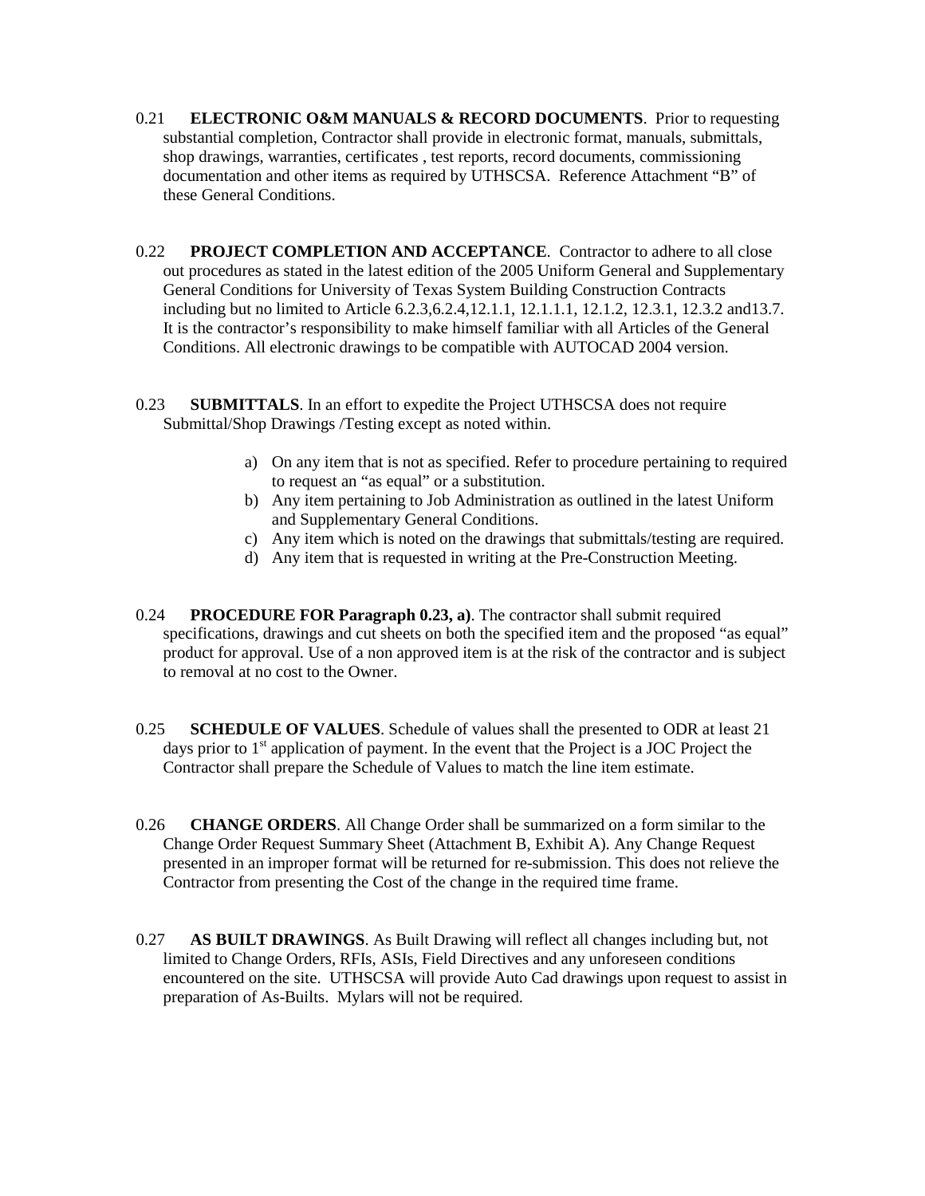0.21 **ELECTRONIC O&M MANUALS & RECORD DOCUMENTS**. Prior to requesting substantial completion, Contractor shall provide in electronic format, manuals, submittals, shop drawings, warranties, certificates , test reports, record documents, commissioning documentation and other items as required by UTHSCSA. Reference Attachment "B" of these General Conditions.

0.22 **PROJECT COMPLETION AND ACCEPTANCE**. Contractor to adhere to all close out procedures as stated in the latest edition of the 2005 Uniform General and Supplementary General Conditions for University of Texas System Building Construction Contracts including but no limited to Article 6.2.3,6.2.4,12.1.1, 12.1.1.1, 12.1.2, 12.3.1, 12.3.2 and13.7. It is the contractor's responsibility to make himself familiar with all Articles of the General Conditions. All electronic drawings to be compatible with AUTOCAD 2004 version.

0.23 **SUBMITTALS**. In an effort to expedite the Project UTHSCSA does not require Submittal/Shop Drawings /Testing except as noted within.

a) On any item that is not as specified. Refer to procedure pertaining to required to request an "as equal" or a substitution.
b) Any item pertaining to Job Administration as outlined in the latest Uniform and Supplementary General Conditions.
c) Any item which is noted on the drawings that submittals/testing are required.
d) Any item that is requested in writing at the Pre-Construction Meeting.

0.24 **PROCEDURE FOR Paragraph 0.23, a)**. The contractor shall submit required specifications, drawings and cut sheets on both the specified item and the proposed "as equal" product for approval. Use of a non approved item is at the risk of the contractor and is subject to removal at no cost to the Owner.

0.25 **SCHEDULE OF VALUES**. Schedule of values shall the presented to ODR at least 21 days prior to 1st application of payment. In the event that the Project is a JOC Project the Contractor shall prepare the Schedule of Values to match the line item estimate.

0.26 **CHANGE ORDERS**. All Change Order shall be summarized on a form similar to the Change Order Request Summary Sheet (Attachment B, Exhibit A). Any Change Request presented in an improper format will be returned for re-submission. This does not relieve the Contractor from presenting the Cost of the change in the required time frame.

0.27 **AS BUILT DRAWINGS**. As Built Drawing will reflect all changes including but, not limited to Change Orders, RFIs, ASIs, Field Directives and any unforeseen conditions encountered on the site. UTHSCSA will provide Auto Cad drawings upon request to assist in preparation of As-Builts. Mylars will not be required.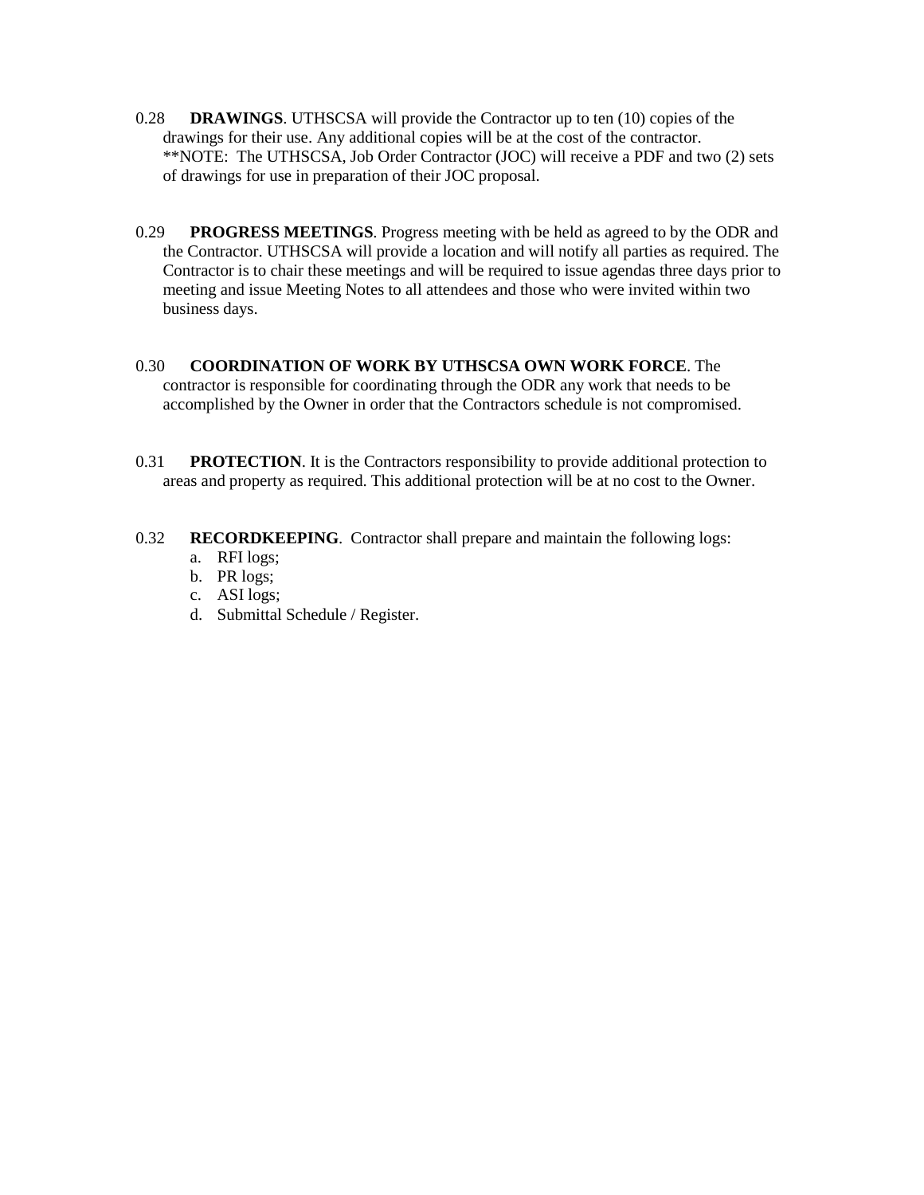0.28 **DRAWINGS**. UTHSCSA will provide the Contractor up to ten (10) copies of the drawings for their use. Any additional copies will be at the cost of the contractor. **NOTE: The UTHSCSA, Job Order Contractor (JOC) will receive a PDF and two (2) sets of drawings for use in preparation of their JOC proposal.

0.29 **PROGRESS MEETINGS**. Progress meeting with be held as agreed to by the ODR and the Contractor. UTHSCSA will provide a location and will notify all parties as required. The Contractor is to chair these meetings and will be required to issue agendas three days prior to meeting and issue Meeting Notes to all attendees and those who were invited within two business days.

0.30 **COORDINATION OF WORK BY UTHSCSA OWN WORK FORCE**. The contractor is responsible for coordinating through the ODR any work that needs to be accomplished by the Owner in order that the Contractors schedule is not compromised.

0.31 **PROTECTION**. It is the Contractors responsibility to provide additional protection to areas and property as required. This additional protection will be at no cost to the Owner.

0.32 **RECORDKEEPING**. Contractor shall prepare and maintain the following logs:

a. RFI logs;
b. PR logs;
c. ASI logs;
d. Submittal Schedule / Register.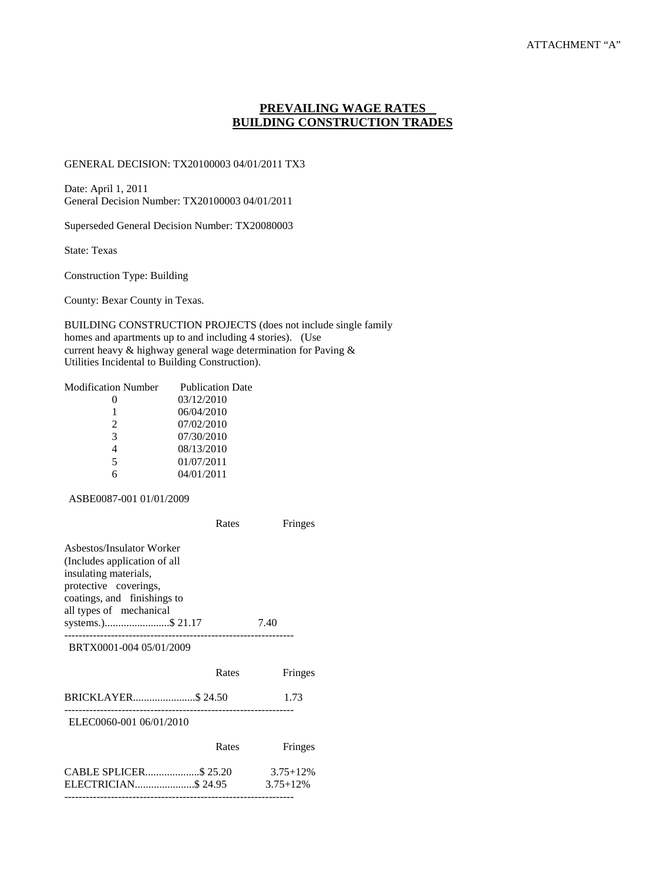ATTACHMENT "A"

## PREVAILING WAGE RATES
## BUILDING CONSTRUCTION TRADES

GENERAL DECISION: TX20100003 04/01/2011 TX3

Date: April 1, 2011
General Decision Number: TX20100003 04/01/2011

Superseded General Decision Number: TX20080003

State: Texas

Construction Type: Building

County: Bexar County in Texas.

BUILDING CONSTRUCTION PROJECTS (does not include single family homes and apartments up to and including 4 stories). (Use current heavy & highway general wage determination for Paving & Utilities Incidental to Building Construction).

| Modification Number | Publication Date |
|---|---|
| 0 | 03/12/2010 |
| 1 | 06/04/2010 |
| 2 | 07/02/2010 |
| 3 | 07/30/2010 |
| 4 | 08/13/2010 |
| 5 | 01/07/2011 |
| 6 | 04/01/2011 |

ASBE0087-001 01/01/2009

| | Rates | Fringes |
|---|---|---|
| Asbestos/Insulator Worker (Includes application of all insulating materials, protective coverings, coatings, and finishings to all types of mechanical systems.) | $ 21.17 | 7.40 |

---

BRTX0001-004 05/01/2009

| | Rates | Fringes |
|---|---|---|
| BRICKLAYER | $ 24.50 | 1.73 |

---

ELEC0060-001 06/01/2010

| | Rates | Fringes |
|---|---|---|
| CABLE SPLICER | $ 25.20 | 3.75+12% |
| ELECTRICIAN | $ 24.95 | 3.75+12% |

---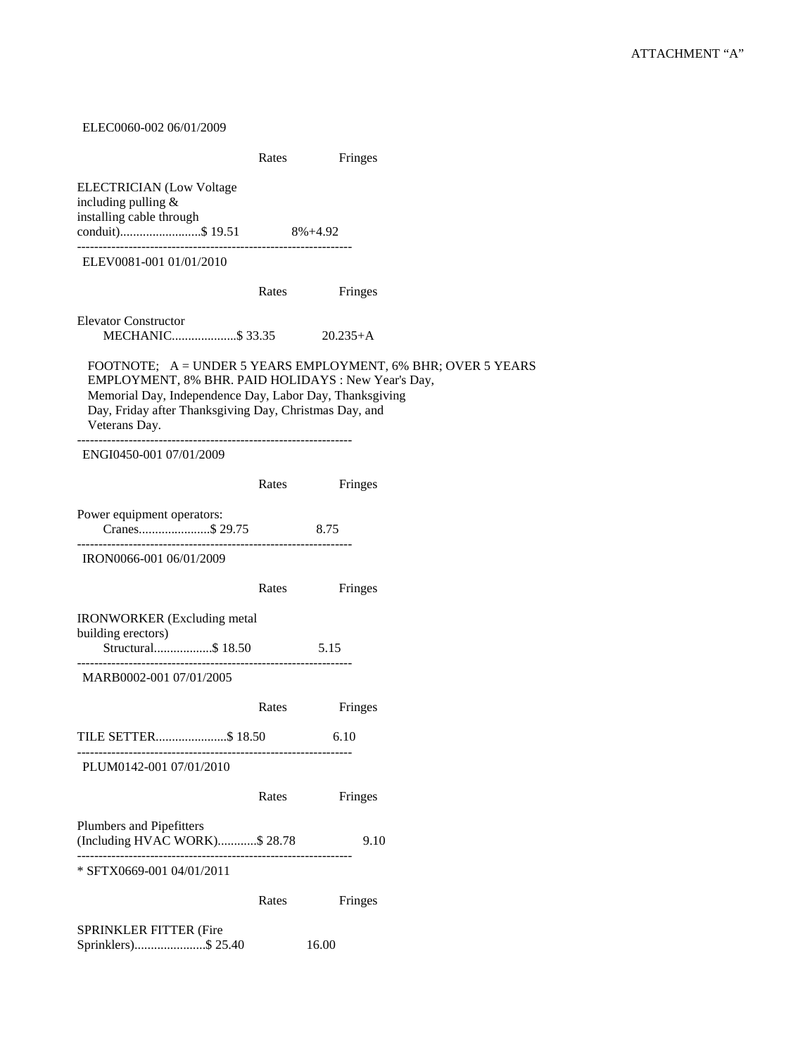ATTACHMENT "A"

ELEC0060-002 06/01/2009

| | Rates | Fringes |
|---|---|---|
| ELECTRICIAN (Low Voltage including pulling & installing cable through conduit) | $ 19.51 | 8%+4.92 |

---

ELEV0081-001 01/01/2010

| | Rates | Fringes |
|---|---|---|
| Elevator Constructor | | |
| MECHANIC | $ 33.35 | 20.235+A |

FOOTNOTE; A = UNDER 5 YEARS EMPLOYMENT, 6% BHR; OVER 5 YEARS EMPLOYMENT, 8% BHR. PAID HOLIDAYS : New Year's Day, Memorial Day, Independence Day, Labor Day, Thanksgiving Day, Friday after Thanksgiving Day, Christmas Day, and Veterans Day.

---

ENGI0450-001 07/01/2009

| | Rates | Fringes |
|---|---|---|
| Power equipment operators: | | |
| Cranes | $ 29.75 | 8.75 |

---

IRON0066-001 06/01/2009

| | Rates | Fringes |
|---|---|---|
| IRONWORKER (Excluding metal building erectors) | | |
| Structural | $ 18.50 | 5.15 |

---

MARB0002-001 07/01/2005

| | Rates | Fringes |
|---|---|---|
| TILE SETTER | $ 18.50 | 6.10 |

---

PLUM0142-001 07/01/2010

| | Rates | Fringes |
|---|---|---|
| Plumbers and Pipefitters (Including HVAC WORK) | $ 28.78 | 9.10 |

---

* SFTX0669-001 04/01/2011

| | Rates | Fringes |
|---|---|---|
| SPRINKLER FITTER (Fire Sprinklers) | $ 25.40 | 16.00 |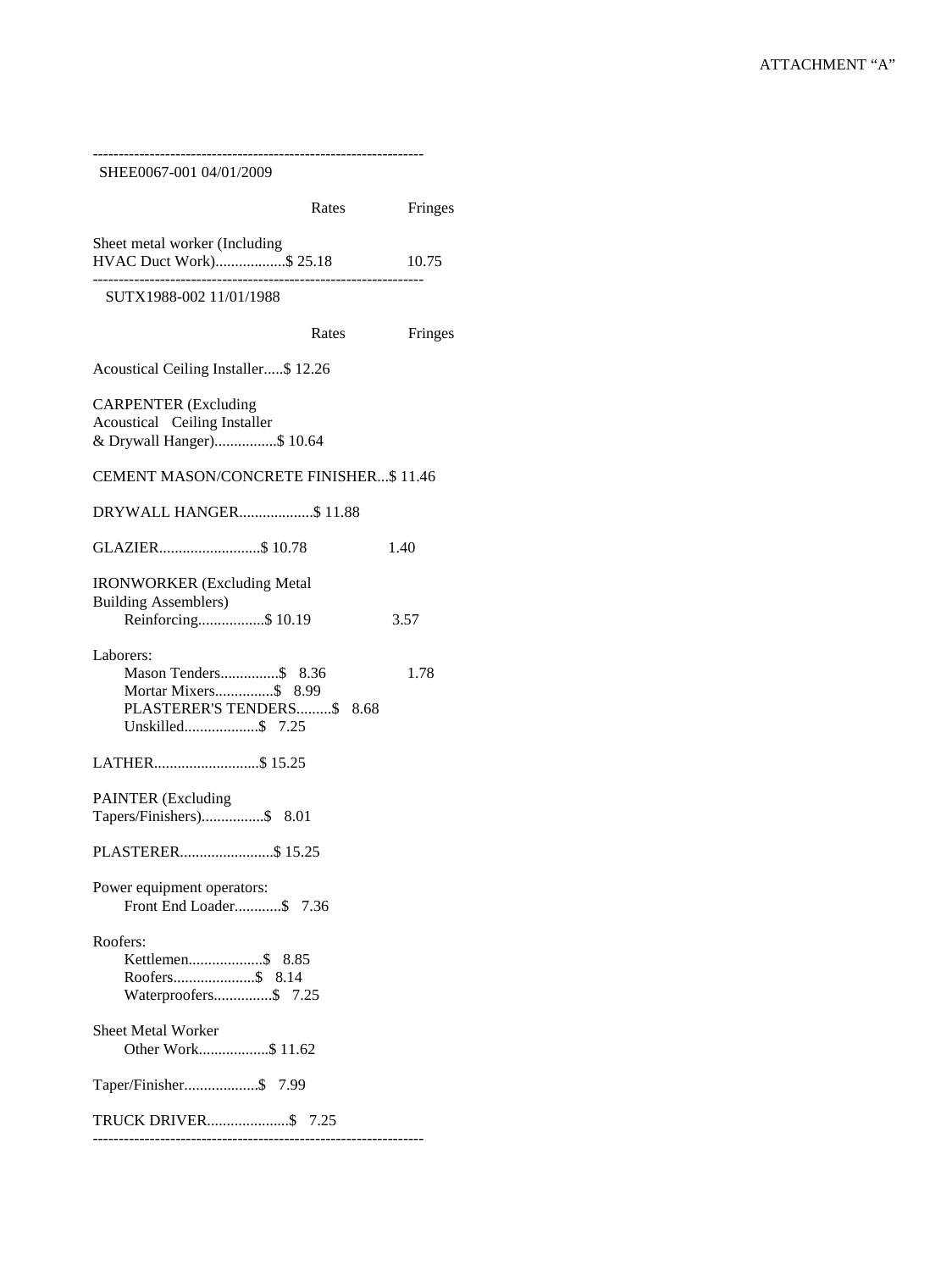ATTACHMENT "A"

---

SHEE0067-001 04/01/2009

| | Rates | Fringes |
|---|---|---|
| Sheet metal worker (Including HVAC Duct Work) | $ 25.18 | 10.75 |

---

SUTX1988-002 11/01/1988

| | Rates | Fringes |
|---|---|---|
| Acoustical Ceiling Installer | $ 12.26 | |
| CARPENTER (Excluding Acoustical Ceiling Installer & Drywall Hanger) | $ 10.64 | |
| CEMENT MASON/CONCRETE FINISHER | $ 11.46 | |
| DRYWALL HANGER | $ 11.88 | |
| GLAZIER | $ 10.78 | 1.40 |
| IRONWORKER (Excluding Metal Building Assemblers) | | |
| Reinforcing | $ 10.19 | 3.57 |
| Laborers: | | |
| Mason Tenders | $ 8.36 | 1.78 |
| Mortar Mixers | $ 8.99 | |
| PLASTERER'S TENDERS | $ 8.68 | |
| Unskilled | $ 7.25 | |
| LATHER | $ 15.25 | |
| PAINTER (Excluding Tapers/Finishers) | $ 8.01 | |
| PLASTERER | $ 15.25 | |
| Power equipment operators: | | |
| Front End Loader | $ 7.36 | |
| Roofers: | | |
| Kettlemen | $ 8.85 | |
| Roofers | $ 8.14 | |
| Waterproofers | $ 7.25 | |
| Sheet Metal Worker | | |
| Other Work | $ 11.62 | |
| Taper/Finisher | $ 7.99 | |
| TRUCK DRIVER | $ 7.25 | |

---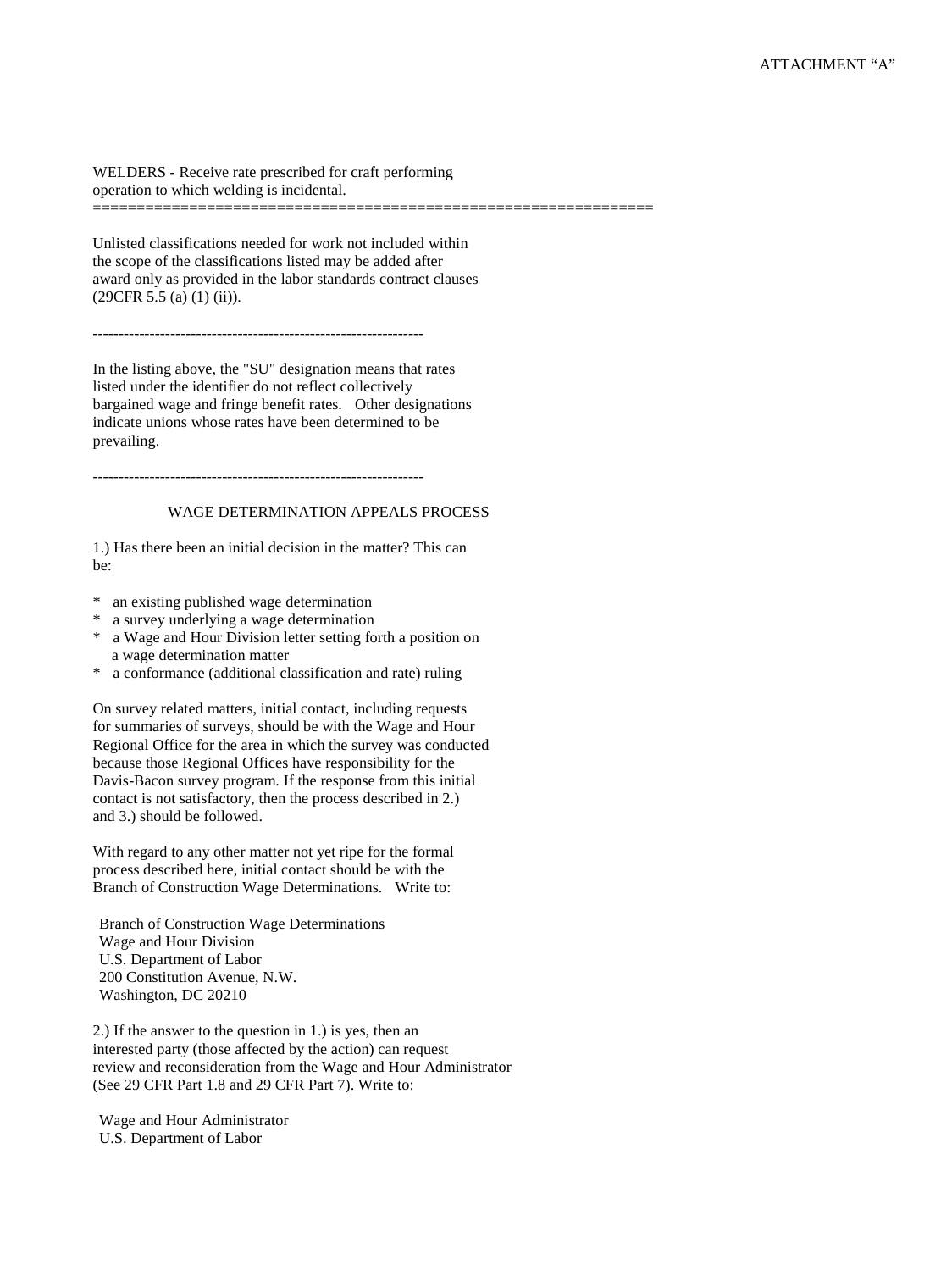WELDERS - Receive rate prescribed for craft performing operation to which welding is incidental.

================================================================

Unlisted classifications needed for work not included within the scope of the classifications listed may be added after award only as provided in the labor standards contract clauses (29CFR 5.5 (a) (1) (ii)).

----------------------------------------------------------------

In the listing above, the "SU" designation means that rates listed under the identifier do not reflect collectively bargained wage and fringe benefit rates. Other designations indicate unions whose rates have been determined to be prevailing.

----------------------------------------------------------------

## WAGE DETERMINATION APPEALS PROCESS

1.) Has there been an initial decision in the matter? This can be:

* an existing published wage determination
* a survey underlying a wage determination
* a Wage and Hour Division letter setting forth a position on a wage determination matter
* a conformance (additional classification and rate) ruling

On survey related matters, initial contact, including requests for summaries of surveys, should be with the Wage and Hour Regional Office for the area in which the survey was conducted because those Regional Offices have responsibility for the Davis-Bacon survey program. If the response from this initial contact is not satisfactory, then the process described in 2.) and 3.) should be followed.

With regard to any other matter not yet ripe for the formal process described here, initial contact should be with the Branch of Construction Wage Determinations. Write to:

Branch of Construction Wage Determinations
Wage and Hour Division
U.S. Department of Labor
200 Constitution Avenue, N.W.
Washington, DC 20210

2.) If the answer to the question in 1.) is yes, then an interested party (those affected by the action) can request review and reconsideration from the Wage and Hour Administrator (See 29 CFR Part 1.8 and 29 CFR Part 7). Write to:

Wage and Hour Administrator
U.S. Department of Labor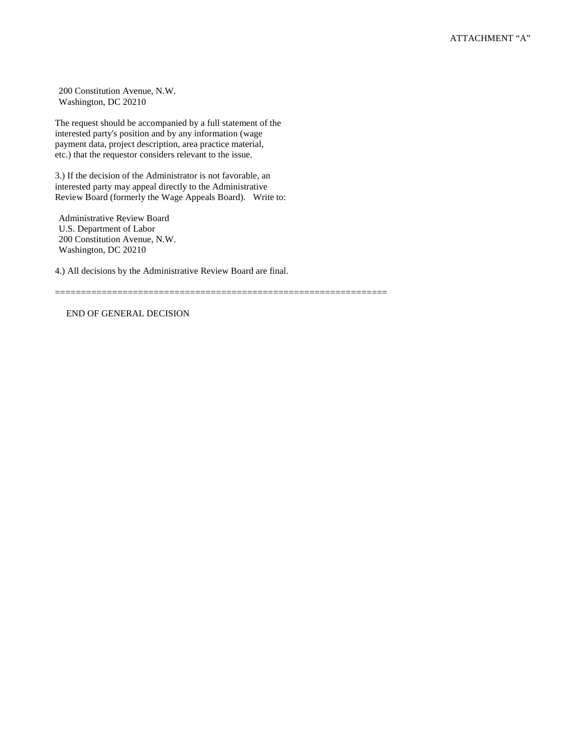200 Constitution Avenue, N.W.
Washington, DC 20210

The request should be accompanied by a full statement of the interested party's position and by any information (wage payment data, project description, area practice material, etc.) that the requestor considers relevant to the issue.

3.) If the decision of the Administrator is not favorable, an interested party may appeal directly to the Administrative Review Board (formerly the Wage Appeals Board). Write to:

Administrative Review Board
U.S. Department of Labor
200 Constitution Avenue, N.W.
Washington, DC 20210

4.) All decisions by the Administrative Review Board are final.

================================================================

END OF GENERAL DECISION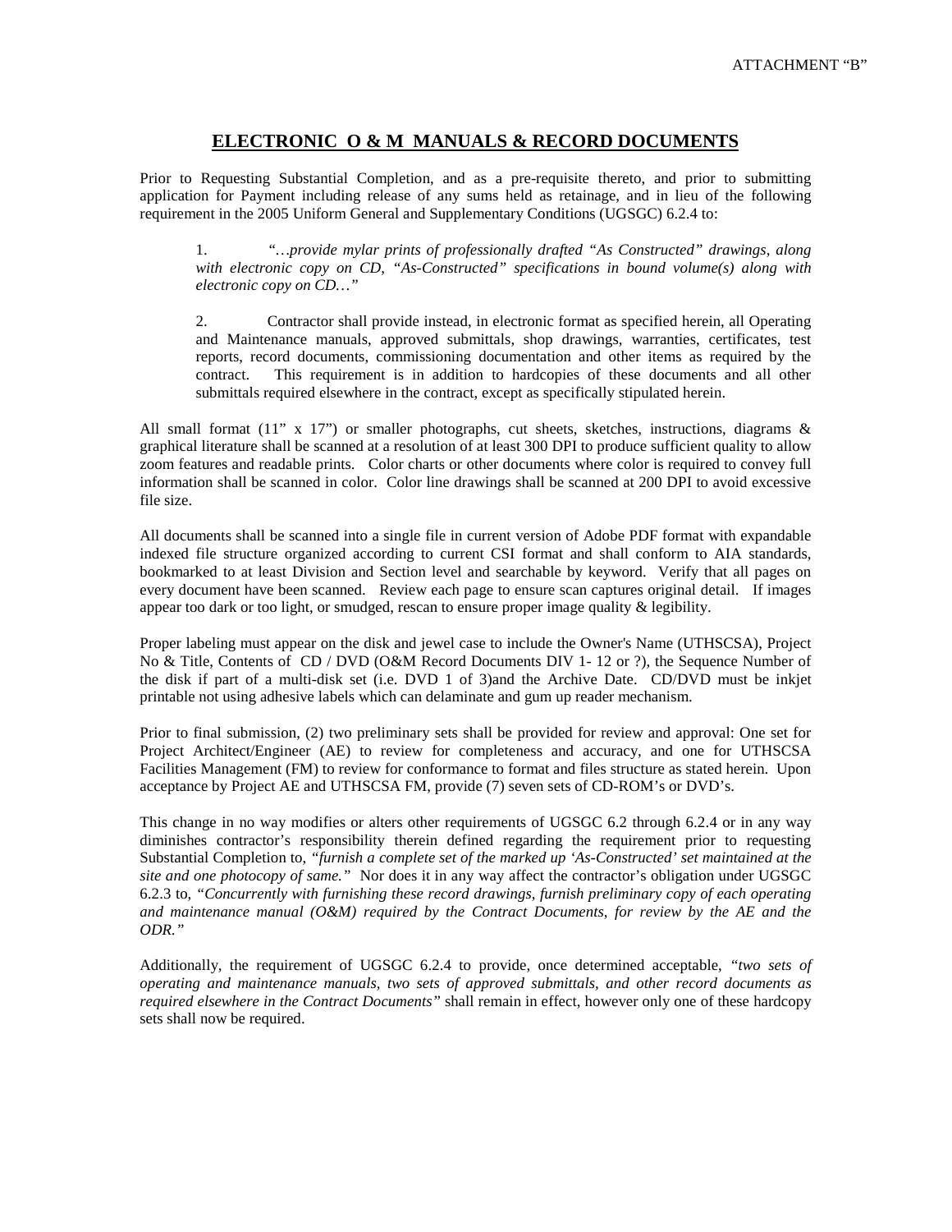ATTACHMENT "B"

# **ELECTRONIC O & M MANUALS & RECORD DOCUMENTS**

Prior to Requesting Substantial Completion, and as a pre-requisite thereto, and prior to submitting application for Payment including release of any sums held as retainage, and in lieu of the following requirement in the 2005 Uniform General and Supplementary Conditions (UGSGC) 6.2.4 to:

> 1. *"…provide mylar prints of professionally drafted "As Constructed" drawings, along with electronic copy on CD, "As-Constructed" specifications in bound volume(s) along with electronic copy on CD…"*
>
> 2. Contractor shall provide instead, in electronic format as specified herein, all Operating and Maintenance manuals, approved submittals, shop drawings, warranties, certificates, test reports, record documents, commissioning documentation and other items as required by the contract. This requirement is in addition to hardcopies of these documents and all other submittals required elsewhere in the contract, except as specifically stipulated herein.

All small format (11" x 17") or smaller photographs, cut sheets, sketches, instructions, diagrams & graphical literature shall be scanned at a resolution of at least 300 DPI to produce sufficient quality to allow zoom features and readable prints. Color charts or other documents where color is required to convey full information shall be scanned in color. Color line drawings shall be scanned at 200 DPI to avoid excessive file size.

All documents shall be scanned into a single file in current version of Adobe PDF format with expandable indexed file structure organized according to current CSI format and shall conform to AIA standards, bookmarked to at least Division and Section level and searchable by keyword. Verify that all pages on every document have been scanned. Review each page to ensure scan captures original detail. If images appear too dark or too light, or smudged, rescan to ensure proper image quality & legibility.

Proper labeling must appear on the disk and jewel case to include the Owner's Name (UTHSCSA), Project No & Title, Contents of CD / DVD (O&M Record Documents DIV 1- 12 or ?), the Sequence Number of the disk if part of a multi-disk set (i.e. DVD 1 of 3)and the Archive Date. CD/DVD must be inkjet printable not using adhesive labels which can delaminate and gum up reader mechanism.

Prior to final submission, (2) two preliminary sets shall be provided for review and approval: One set for Project Architect/Engineer (AE) to review for completeness and accuracy, and one for UTHSCSA Facilities Management (FM) to review for conformance to format and files structure as stated herein. Upon acceptance by Project AE and UTHSCSA FM, provide (7) seven sets of CD-ROM's or DVD's.

This change in no way modifies or alters other requirements of UGSGC 6.2 through 6.2.4 or in any way diminishes contractor's responsibility therein defined regarding the requirement prior to requesting Substantial Completion to, *"furnish a complete set of the marked up 'As-Constructed' set maintained at the site and one photocopy of same."* Nor does it in any way affect the contractor's obligation under UGSGC 6.2.3 to, *"Concurrently with furnishing these record drawings, furnish preliminary copy of each operating and maintenance manual (O&M) required by the Contract Documents, for review by the AE and the ODR."*

Additionally, the requirement of UGSGC 6.2.4 to provide, once determined acceptable, *"two sets of operating and maintenance manuals, two sets of approved submittals, and other record documents as required elsewhere in the Contract Documents"* shall remain in effect, however only one of these hardcopy sets shall now be required.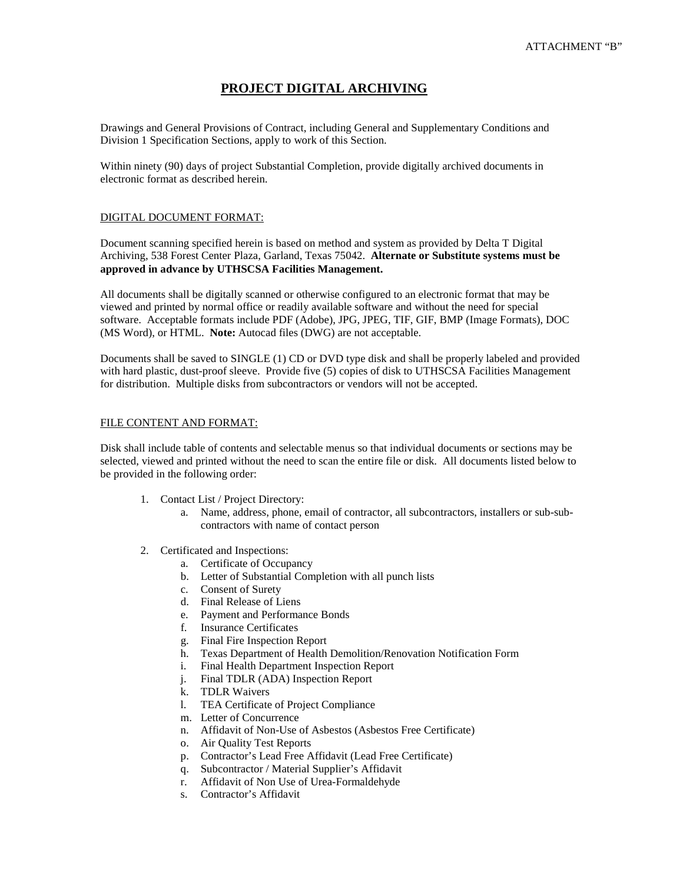ATTACHMENT "B"

# PROJECT DIGITAL ARCHIVING

Drawings and General Provisions of Contract, including General and Supplementary Conditions and Division 1 Specification Sections, apply to work of this Section.

Within ninety (90) days of project Substantial Completion, provide digitally archived documents in electronic format as described herein.

## DIGITAL DOCUMENT FORMAT:

Document scanning specified herein is based on method and system as provided by Delta T Digital Archiving, 538 Forest Center Plaza, Garland, Texas 75042. **Alternate or Substitute systems must be approved in advance by UTHSCSA Facilities Management.**

All documents shall be digitally scanned or otherwise configured to an electronic format that may be viewed and printed by normal office or readily available software and without the need for special software. Acceptable formats include PDF (Adobe), JPG, JPEG, TIF, GIF, BMP (Image Formats), DOC (MS Word), or HTML. **Note:** Autocad files (DWG) are not acceptable.

Documents shall be saved to SINGLE (1) CD or DVD type disk and shall be properly labeled and provided with hard plastic, dust-proof sleeve. Provide five (5) copies of disk to UTHSCSA Facilities Management for distribution. Multiple disks from subcontractors or vendors will not be accepted.

## FILE CONTENT AND FORMAT:

Disk shall include table of contents and selectable menus so that individual documents or sections may be selected, viewed and printed without the need to scan the entire file or disk. All documents listed below to be provided in the following order:

1. Contact List / Project Directory:
    a. Name, address, phone, email of contractor, all subcontractors, installers or sub-sub-contractors with name of contact person

2. Certificated and Inspections:
    a. Certificate of Occupancy
    b. Letter of Substantial Completion with all punch lists
    c. Consent of Surety
    d. Final Release of Liens
    e. Payment and Performance Bonds
    f. Insurance Certificates
    g. Final Fire Inspection Report
    h. Texas Department of Health Demolition/Renovation Notification Form
    i. Final Health Department Inspection Report
    j. Final TDLR (ADA) Inspection Report
    k. TDLR Waivers
    l. TEA Certificate of Project Compliance
    m. Letter of Concurrence
    n. Affidavit of Non-Use of Asbestos (Asbestos Free Certificate)
    o. Air Quality Test Reports
    p. Contractor's Lead Free Affidavit (Lead Free Certificate)
    q. Subcontractor / Material Supplier's Affidavit
    r. Affidavit of Non Use of Urea-Formaldehyde
    s. Contractor's Affidavit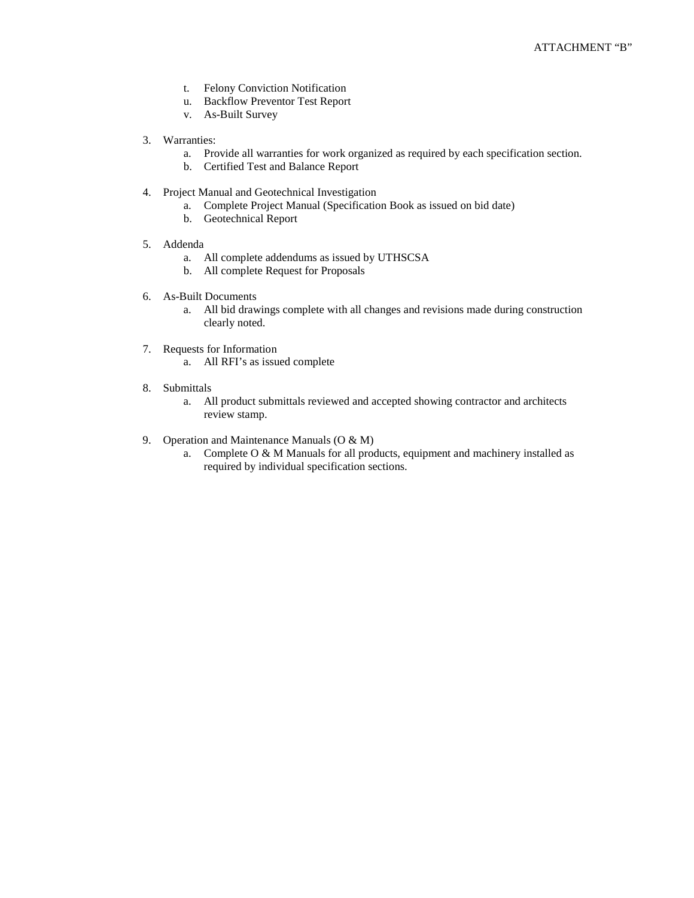t. Felony Conviction Notification
u. Backflow Preventor Test Report
v. As-Built Survey

3. Warranties:
   a. Provide all warranties for work organized as required by each specification section.
   b. Certified Test and Balance Report

4. Project Manual and Geotechnical Investigation
   a. Complete Project Manual (Specification Book as issued on bid date)
   b. Geotechnical Report

5. Addenda
   a. All complete addendums as issued by UTHSCSA
   b. All complete Request for Proposals

6. As-Built Documents
   a. All bid drawings complete with all changes and revisions made during construction clearly noted.

7. Requests for Information
   a. All RFI's as issued complete

8. Submittals
   a. All product submittals reviewed and accepted showing contractor and architects review stamp.

9. Operation and Maintenance Manuals (O & M)
   a. Complete O & M Manuals for all products, equipment and machinery installed as required by individual specification sections.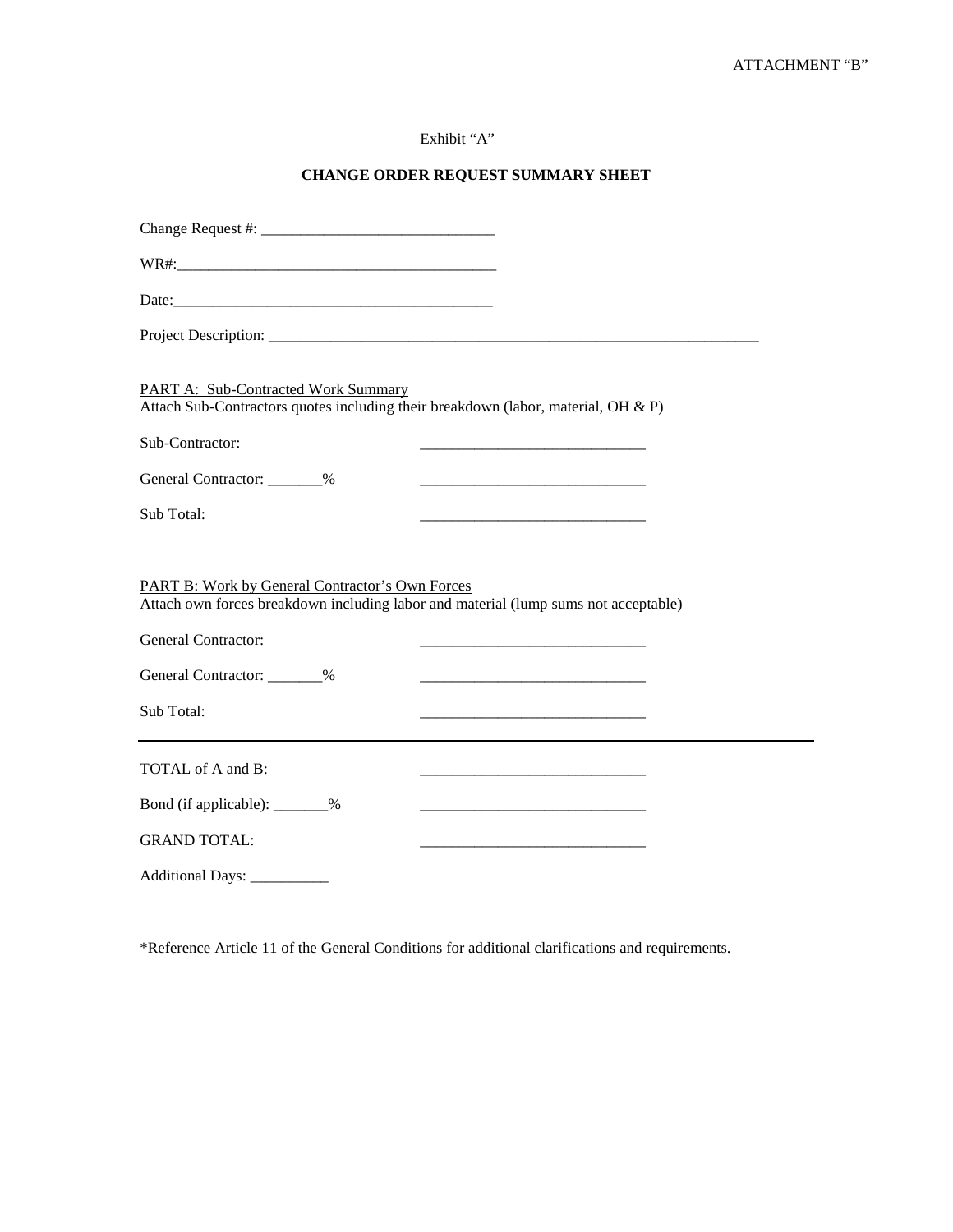ATTACHMENT "B"

Exhibit "A"

**CHANGE ORDER REQUEST SUMMARY SHEET**

Change Request #: ______________________________

WR#:__________________________________________

Date:_________________________________________

Project Description: _______________________________________________________________

PART A: Sub-Contracted Work Summary
Attach Sub-Contractors quotes including their breakdown (labor, material, OH & P)

Sub-Contractor: _____________________________

General Contractor: _______% _____________________________

Sub Total: _____________________________

PART B: Work by General Contractor's Own Forces
Attach own forces breakdown including labor and material (lump sums not acceptable)

General Contractor: _____________________________

General Contractor: _______% _____________________________

Sub Total: _____________________________

---

TOTAL of A and B: _____________________________

Bond (if applicable): _______% _____________________________

GRAND TOTAL: _____________________________

Additional Days: __________

*Reference Article 11 of the General Conditions for additional clarifications and requirements.